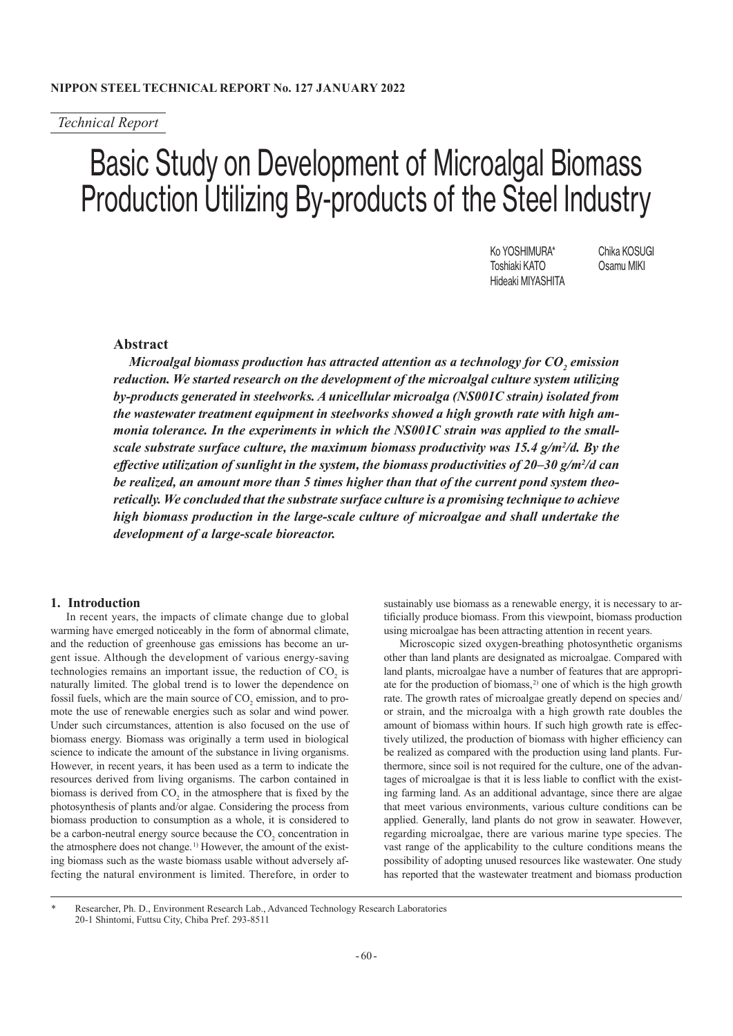*Technical Report*

# Basic Study on Development of Microalgal Biomass Production Utilizing By-products of the Steel Industry

Ko YOSHIMURA* Chika KOSUGI
Toshiaki KATO Osamu MIKI
Hideaki MIYASHITA

## Abstract

***Microalgal biomass production has attracted attention as a technology for $CO_2$ emission reduction. We started research on the development of the microalgal culture system utilizing by-products generated in steelworks. A unicellular microalga (NS001C strain) isolated from the wastewater treatment equipment in steelworks showed a high growth rate with high ammonia tolerance. In the experiments in which the NS001C strain was applied to the small-scale substrate surface culture, the maximum biomass productivity was 15.4 g/m²/d. By the effective utilization of sunlight in the system, the biomass productivities of 20–30 g/m²/d can be realized, an amount more than 5 times higher than that of the current pond system theoretically. We concluded that the substrate surface culture is a promising technique to achieve high biomass production in the large-scale culture of microalgae and shall undertake the development of a large-scale bioreactor.***

## 1. Introduction

In recent years, the impacts of climate change due to global warming have emerged noticeably in the form of abnormal climate, and the reduction of greenhouse gas emissions has become an urgent issue. Although the development of various energy-saving technologies remains an important issue, the reduction of $CO_2$ is naturally limited. The global trend is to lower the dependence on fossil fuels, which are the main source of $CO_2$ emission, and to promote the use of renewable energies such as solar and wind power. Under such circumstances, attention is also focused on the use of biomass energy. Biomass was originally a term used in biological science to indicate the amount of the substance in living organisms. However, in recent years, it has been used as a term to indicate the resources derived from living organisms. The carbon contained in biomass is derived from $CO_2$ in the atmosphere that is fixed by the photosynthesis of plants and/or algae. Considering the process from biomass production to consumption as a whole, it is considered to be a carbon-neutral energy source because the $CO_2$ concentration in the atmosphere does not change.[1] However, the amount of the existing biomass such as the waste biomass usable without adversely affecting the natural environment is limited. Therefore, in order to sustainably use biomass as a renewable energy, it is necessary to artificially produce biomass. From this viewpoint, biomass production using microalgae has been attracting attention in recent years.

Microscopic sized oxygen-breathing photosynthetic organisms other than land plants are designated as microalgae. Compared with land plants, microalgae have a number of features that are appropriate for the production of biomass,[2] one of which is the high growth rate. The growth rates of microalgae greatly depend on species and/or strain, and the microalga with a high growth rate doubles the amount of biomass within hours. If such high growth rate is effectively utilized, the production of biomass with higher efficiency can be realized as compared with the production using land plants. Furthermore, since soil is not required for the culture, one of the advantages of microalgae is that it is less liable to conflict with the existing farming land. As an additional advantage, since there are algae that meet various environments, various culture conditions can be applied. Generally, land plants do not grow in seawater. However, regarding microalgae, there are various marine type species. The vast range of the applicability to the culture conditions means the possibility of adopting unused resources like wastewater. One study has reported that the wastewater treatment and biomass production

\* Researcher, Ph. D., Environment Research Lab., Advanced Technology Research Laboratories
20-1 Shintomi, Futtsu City, Chiba Pref. 293-8511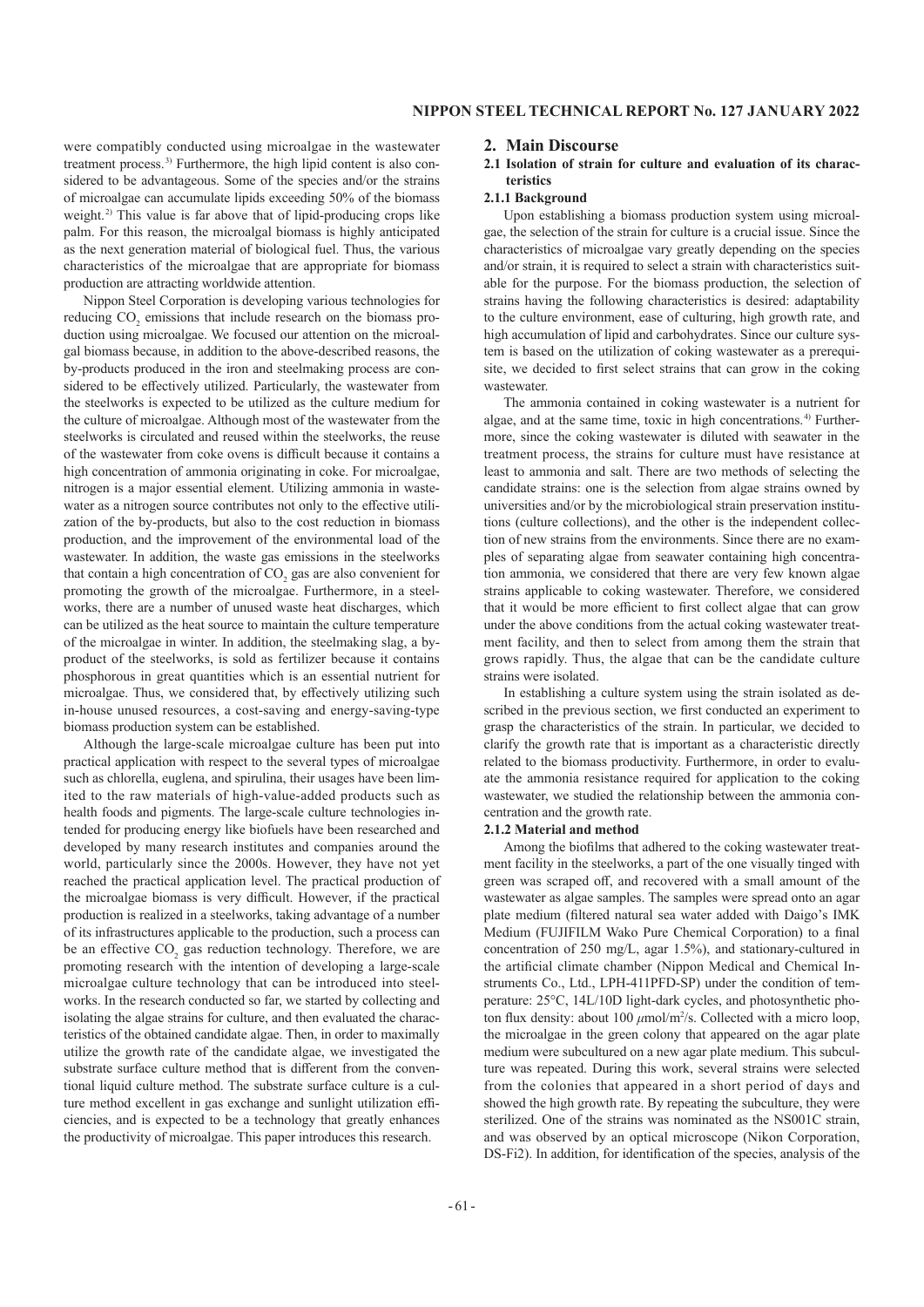were compatibly conducted using microalgae in the wastewater treatment process.[3] Furthermore, the high lipid content is also considered to be advantageous. Some of the species and/or the strains of microalgae can accumulate lipids exceeding 50% of the biomass weight.[2] This value is far above that of lipid-producing crops like palm. For this reason, the microalgal biomass is highly anticipated as the next generation material of biological fuel. Thus, the various characteristics of the microalgae that are appropriate for biomass production are attracting worldwide attention.

Nippon Steel Corporation is developing various technologies for reducing $CO_2$ emissions that include research on the biomass production using microalgae. We focused our attention on the microalgal biomass because, in addition to the above-described reasons, the by-products produced in the iron and steelmaking process are considered to be effectively utilized. Particularly, the wastewater from the steelworks is expected to be utilized as the culture medium for the culture of microalgae. Although most of the wastewater from the steelworks is circulated and reused within the steelworks, the reuse of the wastewater from coke ovens is difficult because it contains a high concentration of ammonia originating in coke. For microalgae, nitrogen is a major essential element. Utilizing ammonia in wastewater as a nitrogen source contributes not only to the effective utilization of the by-products, but also to the cost reduction in biomass production, and the improvement of the environmental load of the wastewater. In addition, the waste gas emissions in the steelworks that contain a high concentration of $CO_2$ gas are also convenient for promoting the growth of the microalgae. Furthermore, in a steelworks, there are a number of unused waste heat discharges, which can be utilized as the heat source to maintain the culture temperature of the microalgae in winter. In addition, the steelmaking slag, a by-product of the steelworks, is sold as fertilizer because it contains phosphorous in great quantities which is an essential nutrient for microalgae. Thus, we considered that, by effectively utilizing such in-house unused resources, a cost-saving and energy-saving-type biomass production system can be established.

Although the large-scale microalgae culture has been put into practical application with respect to the several types of microalgae such as chlorella, euglena, and spirulina, their usages have been limited to the raw materials of high-value-added products such as health foods and pigments. The large-scale culture technologies intended for producing energy like biofuels have been researched and developed by many research institutes and companies around the world, particularly since the 2000s. However, they have not yet reached the practical application level. The practical production of the microalgae biomass is very difficult. However, if the practical production is realized in a steelworks, taking advantage of a number of its infrastructures applicable to the production, such a process can be an effective $CO_2$ gas reduction technology. Therefore, we are promoting research with the intention of developing a large-scale microalgae culture technology that can be introduced into steelworks. In the research conducted so far, we started by collecting and isolating the algae strains for culture, and then evaluated the characteristics of the obtained candidate algae. Then, in order to maximally utilize the growth rate of the candidate algae, we investigated the substrate surface culture method that is different from the conventional liquid culture method. The substrate surface culture is a culture method excellent in gas exchange and sunlight utilization efficiencies, and is expected to be a technology that greatly enhances the productivity of microalgae. This paper introduces this research.

## 2. Main Discourse

### 2.1 Isolation of strain for culture and evaluation of its characteristics

#### 2.1.1 Background

Upon establishing a biomass production system using microalgae, the selection of the strain for culture is a crucial issue. Since the characteristics of microalgae vary greatly depending on the species and/or strain, it is required to select a strain with characteristics suitable for the purpose. For the biomass production, the selection of strains having the following characteristics is desired: adaptability to the culture environment, ease of culturing, high growth rate, and high accumulation of lipid and carbohydrates. Since our culture system is based on the utilization of coking wastewater as a prerequisite, we decided to first select strains that can grow in the coking wastewater.

The ammonia contained in coking wastewater is a nutrient for algae, and at the same time, toxic in high concentrations.[4] Furthermore, since the coking wastewater is diluted with seawater in the treatment process, the strains for culture must have resistance at least to ammonia and salt. There are two methods of selecting the candidate strains: one is the selection from algae strains owned by universities and/or by the microbiological strain preservation institutions (culture collections), and the other is the independent collection of new strains from the environments. Since there are no examples of separating algae from seawater containing high concentration ammonia, we considered that there are very few known algae strains applicable to coking wastewater. Therefore, we considered that it would be more efficient to first collect algae that can grow under the above conditions from the actual coking wastewater treatment facility, and then to select from among them the strain that grows rapidly. Thus, the algae that can be the candidate culture strains were isolated.

In establishing a culture system using the strain isolated as described in the previous section, we first conducted an experiment to grasp the characteristics of the strain. In particular, we decided to clarify the growth rate that is important as a characteristic directly related to the biomass productivity. Furthermore, in order to evaluate the ammonia resistance required for application to the coking wastewater, we studied the relationship between the ammonia concentration and the growth rate.

#### 2.1.2 Material and method

Among the biofilms that adhered to the coking wastewater treatment facility in the steelworks, a part of the one visually tinged with green was scraped off, and recovered with a small amount of the wastewater as algae samples. The samples were spread onto an agar plate medium (filtered natural sea water added with Daigo's IMK Medium (FUJIFILM Wako Pure Chemical Corporation) to a final concentration of 250 mg/L, agar 1.5%), and stationary-cultured in the artificial climate chamber (Nippon Medical and Chemical Instruments Co., Ltd., LPH-411PFD-SP) under the condition of temperature: 25°C, 14L/10D light-dark cycles, and photosynthetic photon flux density: about 100 $\mu$mol/m$^2$/s. Collected with a micro loop, the microalgae in the green colony that appeared on the agar plate medium were subcultured on a new agar plate medium. This subculture was repeated. During this work, several strains were selected from the colonies that appeared in a short period of days and showed the high growth rate. By repeating the subculture, they were sterilized. One of the strains was nominated as the NS001C strain, and was observed by an optical microscope (Nikon Corporation, DS-Fi2). In addition, for identification of the species, analysis of the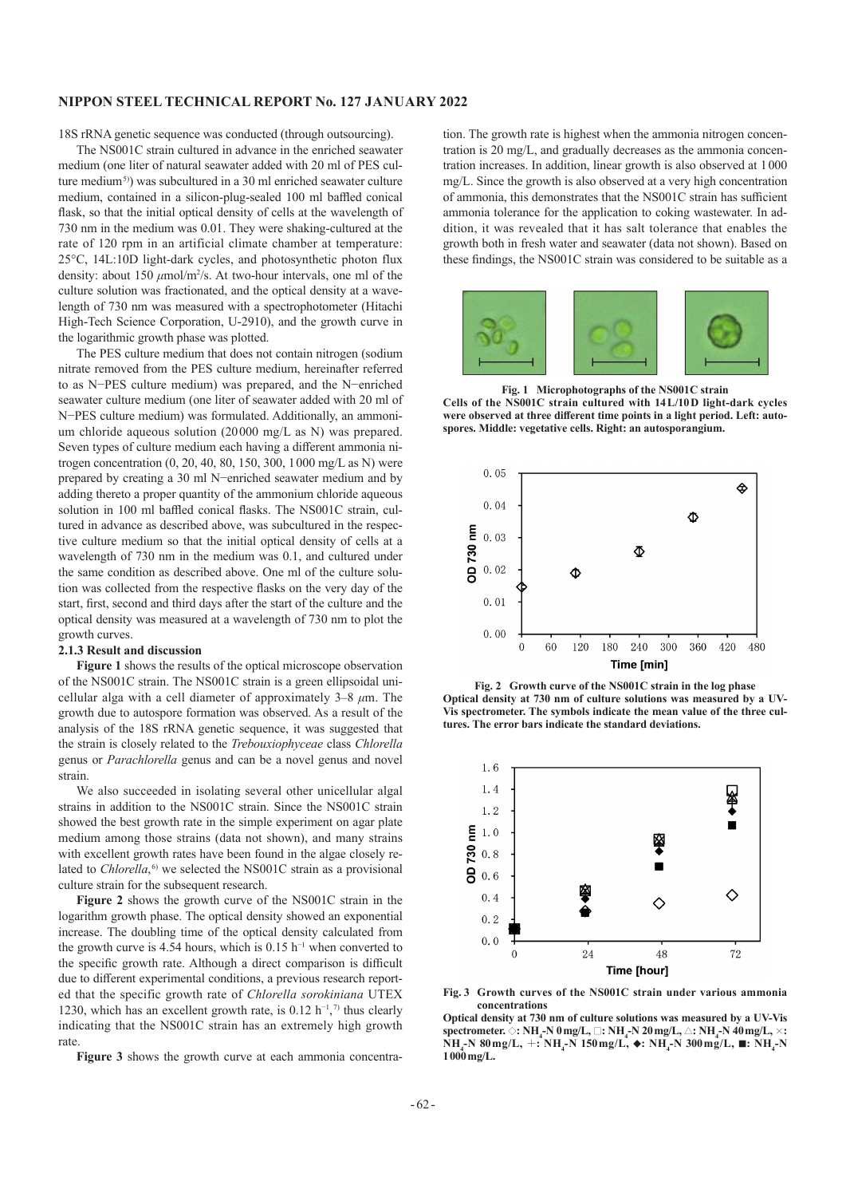18S rRNA genetic sequence was conducted (through outsourcing).

The NS001C strain cultured in advance in the enriched seawater medium (one liter of natural seawater added with 20 ml of PES culture medium[5]) was subcultured in a 30 ml enriched seawater culture medium, contained in a silicon-plug-sealed 100 ml baffled conical flask, so that the initial optical density of cells at the wavelength of 730 nm in the medium was 0.01. They were shaking-cultured at the rate of 120 rpm in an artificial climate chamber at temperature: 25°C, 14L:10D light-dark cycles, and photosynthetic photon flux density: about 150 $\mu$mol/m$^2$/s. At two-hour intervals, one ml of the culture solution was fractionated, and the optical density at a wavelength of 730 nm was measured with a spectrophotometer (Hitachi High-Tech Science Corporation, U-2910), and the growth curve in the logarithmic growth phase was plotted.

The PES culture medium that does not contain nitrogen (sodium nitrate removed from the PES culture medium, hereinafter referred to as N−PES culture medium) was prepared, and the N−enriched seawater culture medium (one liter of seawater added with 20 ml of N−PES culture medium) was formulated. Additionally, an ammonium chloride aqueous solution (20000 mg/L as N) was prepared. Seven types of culture medium each having a different ammonia nitrogen concentration (0, 20, 40, 80, 150, 300, 1000 mg/L as N) were prepared by creating a 30 ml N−enriched seawater medium and by adding thereto a proper quantity of the ammonium chloride aqueous solution in 100 ml baffled conical flasks. The NS001C strain, cultured in advance as described above, was subcultured in the respective culture medium so that the initial optical density of cells at a wavelength of 730 nm in the medium was 0.1, and cultured under the same condition as described above. One ml of the culture solution was collected from the respective flasks on the very day of the start, first, second and third days after the start of the culture and the optical density was measured at a wavelength of 730 nm to plot the growth curves.

### 2.1.3 Result and discussion

**Figure 1** shows the results of the optical microscope observation of the NS001C strain. The NS001C strain is a green ellipsoidal unicellular alga with a cell diameter of approximately 3–8 $\mu$m. The growth due to autospore formation was observed. As a result of the analysis of the 18S rRNA genetic sequence, it was suggested that the strain is closely related to the *Trebouxiophyceae* class *Chlorella* genus or *Parachlorella* genus and can be a novel genus and novel strain.

We also succeeded in isolating several other unicellular algal strains in addition to the NS001C strain. Since the NS001C strain showed the best growth rate in the simple experiment on agar plate medium among those strains (data not shown), and many strains with excellent growth rates have been found in the algae closely related to *Chlorella*,[6] we selected the NS001C strain as a provisional culture strain for the subsequent research.

**Figure 2** shows the growth curve of the NS001C strain in the logarithm growth phase. The optical density showed an exponential increase. The doubling time of the optical density calculated from the growth curve is 4.54 hours, which is 0.15 h$^{-1}$ when converted to the specific growth rate. Although a direct comparison is difficult due to different experimental conditions, a previous research reported that the specific growth rate of *Chlorella sorokiniana* UTEX 1230, which has an excellent growth rate, is 0.12 h$^{-1}$,[7] thus clearly indicating that the NS001C strain has an extremely high growth rate.

**Figure 3** shows the growth curve at each ammonia concentration. The growth rate is highest when the ammonia nitrogen concentration is 20 mg/L, and gradually decreases as the ammonia concentration increases. In addition, linear growth is also observed at 1000 mg/L. Since the growth is also observed at a very high concentration of ammonia, this demonstrates that the NS001C strain has sufficient ammonia tolerance for the application to coking wastewater. In addition, it was revealed that it has salt tolerance that enables the growth both in fresh water and seawater (data not shown). Based on these findings, the NS001C strain was considered to be suitable as a

**Fig. 1 Microphotographs of the NS001C strain**
**Cells of the NS001C strain cultured with 14L/10D light-dark cycles were observed at three different time points in a light period. Left: autospores. Middle: vegetative cells. Right: an autosporangium.**

**Fig. 2 Growth curve of the NS001C strain in the log phase**
**Optical density at 730 nm of culture solutions was measured by a UV-Vis spectrometer. The symbols indicate the mean value of the three cultures. The error bars indicate the standard deviations.**

**Fig. 3 Growth curves of the NS001C strain under various ammonia concentrations**
**Optical density at 730 nm of culture solutions was measured by a UV-Vis spectrometer. ◇: $NH_4$-N 0 mg/L, □: $NH_4$-N 20 mg/L, △: $NH_4$-N 40 mg/L, ×: $NH_4$-N 80 mg/L, +: $NH_4$-N 150 mg/L, ◆: $NH_4$-N 300 mg/L, ■: $NH_4$-N 1000 mg/L.**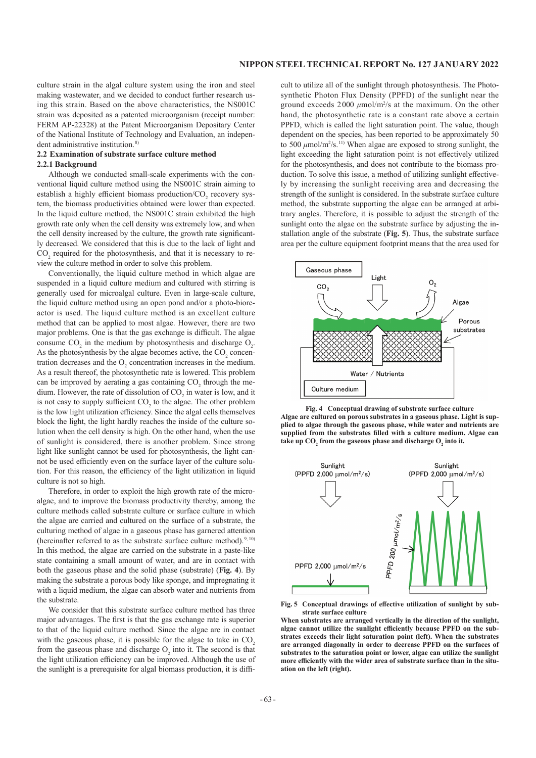culture strain in the algal culture system using the iron and steel making wastewater, and we decided to conduct further research using this strain. Based on the above characteristics, the NS001C strain was deposited as a patented microorganism (receipt number: FERM AP-22328) at the Patent Microorganism Depositary Center of the National Institute of Technology and Evaluation, an independent administrative institution.[8)]

### 2.2 Examination of substrate surface culture method

#### 2.2.1 Background

Although we conducted small-scale experiments with the conventional liquid culture method using the NS001C strain aiming to establish a highly efficient biomass production/$CO_2$ recovery system, the biomass productivities obtained were lower than expected. In the liquid culture method, the NS001C strain exhibited the high growth rate only when the cell density was extremely low, and when the cell density increased by the culture, the growth rate significantly decreased. We considered that this is due to the lack of light and $CO_2$ required for the photosynthesis, and that it is necessary to review the culture method in order to solve this problem.

Conventionally, the liquid culture method in which algae are suspended in a liquid culture medium and cultured with stirring is generally used for microalgal culture. Even in large-scale culture, the liquid culture method using an open pond and/or a photo-bioreactor is used. The liquid culture method is an excellent culture method that can be applied to most algae. However, there are two major problems. One is that the gas exchange is difficult. The algae consume $CO_2$ in the medium by photosynthesis and discharge $O_2$. As the photosynthesis by the algae becomes active, the $CO_2$ concentration decreases and the $O_2$ concentration increases in the medium. As a result thereof, the photosynthetic rate is lowered. This problem can be improved by aerating a gas containing $CO_2$ through the medium. However, the rate of dissolution of $CO_2$ in water is low, and it is not easy to supply sufficient $CO_2$ to the algae. The other problem is the low light utilization efficiency. Since the algal cells themselves block the light, the light hardly reaches the inside of the culture solution when the cell density is high. On the other hand, when the use of sunlight is considered, there is another problem. Since strong light like sunlight cannot be used for photosynthesis, the light cannot be used efficiently even on the surface layer of the culture solution. For this reason, the efficiency of the light utilization in liquid culture is not so high.

Therefore, in order to exploit the high growth rate of the microalgae, and to improve the biomass productivity thereby, among the culture methods called substrate culture or surface culture in which the algae are carried and cultured on the surface of a substrate, the culturing method of algae in a gaseous phase has garnered attention (hereinafter referred to as the substrate surface culture method).[9, 10)] In this method, the algae are carried on the substrate in a paste-like state containing a small amount of water, and are in contact with both the gaseous phase and the solid phase (substrate) (**Fig. 4**). By making the substrate a porous body like sponge, and impregnating it with a liquid medium, the algae can absorb water and nutrients from the substrate.

We consider that this substrate surface culture method has three major advantages. The first is that the gas exchange rate is superior to that of the liquid culture method. Since the algae are in contact with the gaseous phase, it is possible for the algae to take in $CO_2$ from the gaseous phase and discharge $O_2$ into it. The second is that the light utilization efficiency can be improved. Although the use of the sunlight is a prerequisite for algal biomass production, it is difficult to utilize all of the sunlight through photosynthesis. The Photosynthetic Photon Flux Density (PPFD) of the sunlight near the ground exceeds 2000 $\mu$mol/m²/s at the maximum. On the other hand, the photosynthetic rate is a constant rate above a certain PPFD, which is called the light saturation point. The value, though dependent on the species, has been reported to be approximately 50 to 500 $\mu$mol/m²/s.[11)] When algae are exposed to strong sunlight, the light exceeding the light saturation point is not effectively utilized for the photosynthesis, and does not contribute to the biomass production. To solve this issue, a method of utilizing sunlight effectively by increasing the sunlight receiving area and decreasing the strength of the sunlight is considered. In the substrate surface culture method, the substrate supporting the algae can be arranged at arbitrary angles. Therefore, it is possible to adjust the strength of the sunlight onto the algae on the substrate surface by adjusting the installation angle of the substrate (**Fig. 5**). Thus, the substrate surface area per the culture equipment footprint means that the area used for

**Fig. 4 Conceptual drawing of substrate surface culture**
**Algae are cultured on porous substrates in a gaseous phase. Light is supplied to algae through the gaseous phase, while water and nutrients are supplied from the substrates filled with a culture medium. Algae can take up $CO_2$ from the gaseous phase and discharge $O_2$ into it.**

**Fig. 5 Conceptual drawings of effective utilization of sunlight by substrate surface culture**
**When substrates are arranged vertically in the direction of the sunlight, algae cannot utilize the sunlight efficiently because PPFD on the substrates exceeds their light saturation point (left). When the substrates are arranged diagonally in order to decrease PPFD on the surfaces of substrates to the saturation point or lower, algae can utilize the sunlight more efficiently with the wider area of substrate surface than in the situation on the left (right).**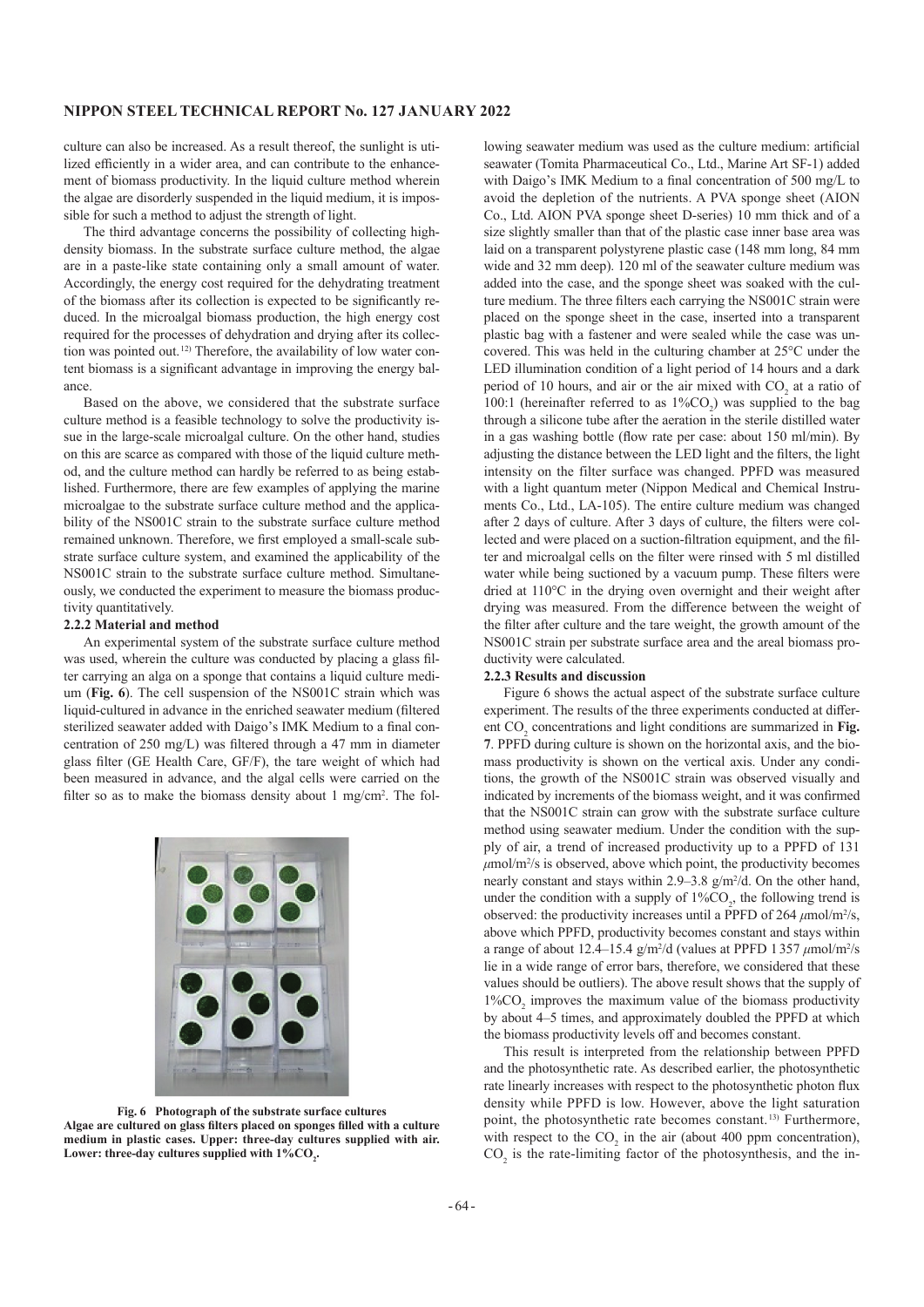culture can also be increased. As a result thereof, the sunlight is utilized efficiently in a wider area, and can contribute to the enhancement of biomass productivity. In the liquid culture method wherein the algae are disorderly suspended in the liquid medium, it is impossible for such a method to adjust the strength of light.

The third advantage concerns the possibility of collecting high-density biomass. In the substrate surface culture method, the algae are in a paste-like state containing only a small amount of water. Accordingly, the energy cost required for the dehydrating treatment of the biomass after its collection is expected to be significantly reduced. In the microalgal biomass production, the high energy cost required for the processes of dehydration and drying after its collection was pointed out.[12] Therefore, the availability of low water content biomass is a significant advantage in improving the energy balance.

Based on the above, we considered that the substrate surface culture method is a feasible technology to solve the productivity issue in the large-scale microalgal culture. On the other hand, studies on this are scarce as compared with those of the liquid culture method, and the culture method can hardly be referred to as being established. Furthermore, there are few examples of applying the marine microalgae to the substrate surface culture method and the applicability of the NS001C strain to the substrate surface culture method remained unknown. Therefore, we first employed a small-scale substrate surface culture system, and examined the applicability of the NS001C strain to the substrate surface culture method. Simultaneously, we conducted the experiment to measure the biomass productivity quantitatively.

#### 2.2.2 Material and method

An experimental system of the substrate surface culture method was used, wherein the culture was conducted by placing a glass filter carrying an alga on a sponge that contains a liquid culture medium (**Fig. 6**). The cell suspension of the NS001C strain which was liquid-cultured in advance in the enriched seawater medium (filtered sterilized seawater added with Daigo's IMK Medium to a final concentration of 250 mg/L) was filtered through a 47 mm in diameter glass filter (GE Health Care, GF/F), the tare weight of which had been measured in advance, and the algal cells were carried on the filter so as to make the biomass density about 1 mg/cm$^2$. The following seawater medium was used as the culture medium: artificial seawater (Tomita Pharmaceutical Co., Ltd., Marine Art SF-1) added with Daigo's IMK Medium to a final concentration of 500 mg/L to avoid the depletion of the nutrients. A PVA sponge sheet (AION Co., Ltd. AION PVA sponge sheet D-series) 10 mm thick and of a size slightly smaller than that of the plastic case inner base area was laid on a transparent polystyrene plastic case (148 mm long, 84 mm wide and 32 mm deep). 120 ml of the seawater culture medium was added into the case, and the sponge sheet was soaked with the culture medium. The three filters each carrying the NS001C strain were placed on the sponge sheet in the case, inserted into a transparent plastic bag with a fastener and were sealed while the case was uncovered. This was held in the culturing chamber at 25°C under the LED illumination condition of a light period of 14 hours and a dark period of 10 hours, and air or the air mixed with $CO_2$ at a ratio of 100:1 (hereinafter referred to as 1%$CO_2$) was supplied to the bag through a silicone tube after the aeration in the sterile distilled water in a gas washing bottle (flow rate per case: about 150 ml/min). By adjusting the distance between the LED light and the filters, the light intensity on the filter surface was changed. PPFD was measured with a light quantum meter (Nippon Medical and Chemical Instruments Co., Ltd., LA-105). The entire culture medium was changed after 2 days of culture. After 3 days of culture, the filters were collected and were placed on a suction-filtration equipment, and the filter and microalgal cells on the filter were rinsed with 5 ml distilled water while being suctioned by a vacuum pump. These filters were dried at 110°C in the drying oven overnight and their weight after drying was measured. From the difference between the weight of the filter after culture and the tare weight, the growth amount of the NS001C strain per substrate surface area and the areal biomass productivity were calculated.

**Fig. 6 Photograph of the substrate surface cultures**
**Algae are cultured on glass filters placed on sponges filled with a culture medium in plastic cases. Upper: three-day cultures supplied with air. Lower: three-day cultures supplied with 1%$CO_2$.**

#### 2.2.3 Results and discussion

Figure 6 shows the actual aspect of the substrate surface culture experiment. The results of the three experiments conducted at different $CO_2$ concentrations and light conditions are summarized in **Fig. 7**. PPFD during culture is shown on the horizontal axis, and the biomass productivity is shown on the vertical axis. Under any conditions, the growth of the NS001C strain was observed visually and indicated by increments of the biomass weight, and it was confirmed that the NS001C strain can grow with the substrate surface culture method using seawater medium. Under the condition with the supply of air, a trend of increased productivity up to a PPFD of 131 $\mu$mol/m$^2$/s is observed, above which point, the productivity becomes nearly constant and stays within 2.9–3.8 g/m$^2$/d. On the other hand, under the condition with a supply of 1%$CO_2$, the following trend is observed: the productivity increases until a PPFD of 264 $\mu$mol/m$^2$/s, above which PPFD, productivity becomes constant and stays within a range of about 12.4–15.4 g/m$^2$/d (values at PPFD 1 357 $\mu$mol/m$^2$/s lie in a wide range of error bars, therefore, we considered that these values should be outliers). The above result shows that the supply of 1%$CO_2$ improves the maximum value of the biomass productivity by about 4–5 times, and approximately doubled the PPFD at which the biomass productivity levels off and becomes constant.

This result is interpreted from the relationship between PPFD and the photosynthetic rate. As described earlier, the photosynthetic rate linearly increases with respect to the photosynthetic photon flux density while PPFD is low. However, above the light saturation point, the photosynthetic rate becomes constant.[13] Furthermore, with respect to the $CO_2$ in the air (about 400 ppm concentration), $CO_2$ is the rate-limiting factor of the photosynthesis, and the in-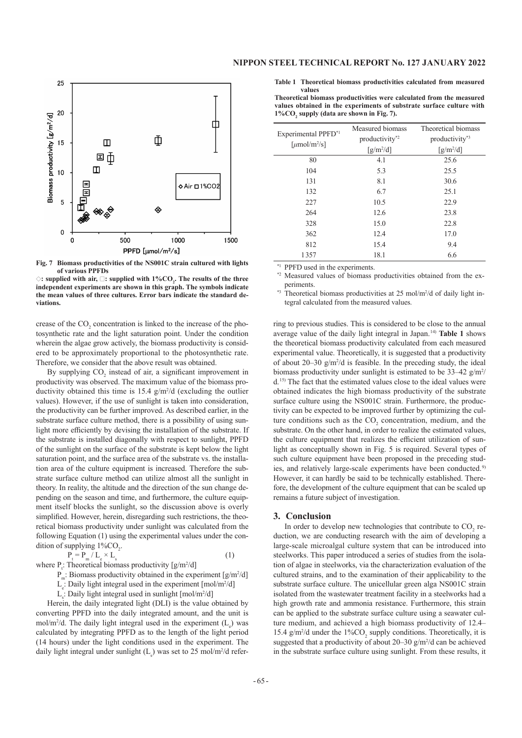**Fig. 7 Biomass productivities of the NS001C strain cultured with lights of various PPFDs**

**◇: supplied with air, □: supplied with 1%$CO_2$. The results of the three independent experiments are shown in this graph. The symbols indicate the mean values of three cultures. Error bars indicate the standard deviations.**

crease of the $CO_2$ concentration is linked to the increase of the photosynthetic rate and the light saturation point. Under the condition wherein the algae grow actively, the biomass productivity is considered to be approximately proportional to the photosynthetic rate. Therefore, we consider that the above result was obtained.

By supplying $CO_2$ instead of air, a significant improvement in productivity was observed. The maximum value of the biomass productivity obtained this time is 15.4 g/m$^2$/d (excluding the outlier values). However, if the use of sunlight is taken into consideration, the productivity can be further improved. As described earlier, in the substrate surface culture method, there is a possibility of using sunlight more efficiently by devising the installation of the substrate. If the substrate is installed diagonally with respect to sunlight, PPFD of the sunlight on the surface of the substrate is kept below the light saturation point, and the surface area of the substrate vs. the installation area of the culture equipment is increased. Therefore the substrate surface culture method can utilize almost all the sunlight in theory. In reality, the altitude and the direction of the sun change depending on the season and time, and furthermore, the culture equipment itself blocks the sunlight, so the discussion above is overly simplified. However, herein, disregarding such restrictions, the theoretical biomass productivity under sunlight was calculated from the following Equation (1) using the experimental values under the condition of supplying 1%$CO_2$.

$$P_t = P_m / L_e \times L_s \qquad (1)$$

where $P_t$: Theoretical biomass productivity [g/m$^2$/d]

$P_m$: Biomass productivity obtained in the experiment [g/m$^2$/d]

$L_e$: Daily light integral used in the experiment [mol/m$^2$/d]

$L_s$: Daily light integral used in sunlight [mol/m$^2$/d]

Herein, the daily integrated light (DLI) is the value obtained by converting PPFD into the daily integrated amount, and the unit is mol/m$^2$/d. The daily light integral used in the experiment ($L_e$) was calculated by integrating PPFD as to the length of the light period (14 hours) under the light conditions used in the experiment. The daily light integral under sunlight ($L_s$) was set to 25 mol/m$^2$/d referring to previous studies. This is considered to be close to the annual average value of the daily light integral in Japan.[14] **Table 1** shows the theoretical biomass productivity calculated from each measured experimental value. Theoretically, it is suggested that a productivity of about 20–30 g/m$^2$/d is feasible. In the preceding study, the ideal biomass productivity under sunlight is estimated to be 33–42 g/m$^2$/d.[15] The fact that the estimated values close to the ideal values were obtained indicates the high biomass productivity of the substrate surface culture using the NS001C strain. Furthermore, the productivity can be expected to be improved further by optimizing the culture conditions such as the $CO_2$ concentration, medium, and the substrate. On the other hand, in order to realize the estimated values, the culture equipment that realizes the efficient utilization of sunlight as conceptually shown in Fig. 5 is required. Several types of such culture equipment have been proposed in the preceding studies, and relatively large-scale experiments have been conducted.[9] However, it can hardly be said to be technically established. Therefore, the development of the culture equipment that can be scaled up remains a future subject of investigation.

**Table 1 Theoretical biomass productivities calculated from measured values**

**Theoretical biomass productivities were calculated from the measured values obtained in the experiments of substrate surface culture with 1%$CO_2$ supply (data are shown in Fig. 7).**

| Experimental PPFD[*1] [$\mu$mol/m$^2$/s] | Measured biomass productivity[*2] [g/m$^2$/d] | Theoretical biomass productivity[*3] [g/m$^2$/d] |
|---|---|---|
| 80 | 4.1 | 25.6 |
| 104 | 5.3 | 25.5 |
| 131 | 8.1 | 30.6 |
| 132 | 6.7 | 25.1 |
| 227 | 10.5 | 22.9 |
| 264 | 12.6 | 23.8 |
| 328 | 15.0 | 22.8 |
| 362 | 12.4 | 17.0 |
| 812 | 15.4 | 9.4 |
| 1357 | 18.1 | 6.6 |

[*1] PPFD used in the experiments.

[*2] Measured values of biomass productivities obtained from the experiments.

[*3] Theoretical biomass productivities at 25 mol/m$^2$/d of daily light integral calculated from the measured values.

## 3. Conclusion

In order to develop new technologies that contribute to $CO_2$ reduction, we are conducting research with the aim of developing a large-scale microalgal culture system that can be introduced into steelworks. This paper introduced a series of studies from the isolation of algae in steelworks, via the characterization evaluation of the cultured strains, and to the examination of their applicability to the substrate surface culture. The unicellular green alga NS001C strain isolated from the wastewater treatment facility in a steelworks had a high growth rate and ammonia resistance. Furthermore, this strain can be applied to the substrate surface culture using a seawater culture medium, and achieved a high biomass productivity of 12.4–15.4 g/m$^2$/d under the 1%$CO_2$ supply conditions. Theoretically, it is suggested that a productivity of about 20–30 g/m$^2$/d can be achieved in the substrate surface culture using sunlight. From these results, it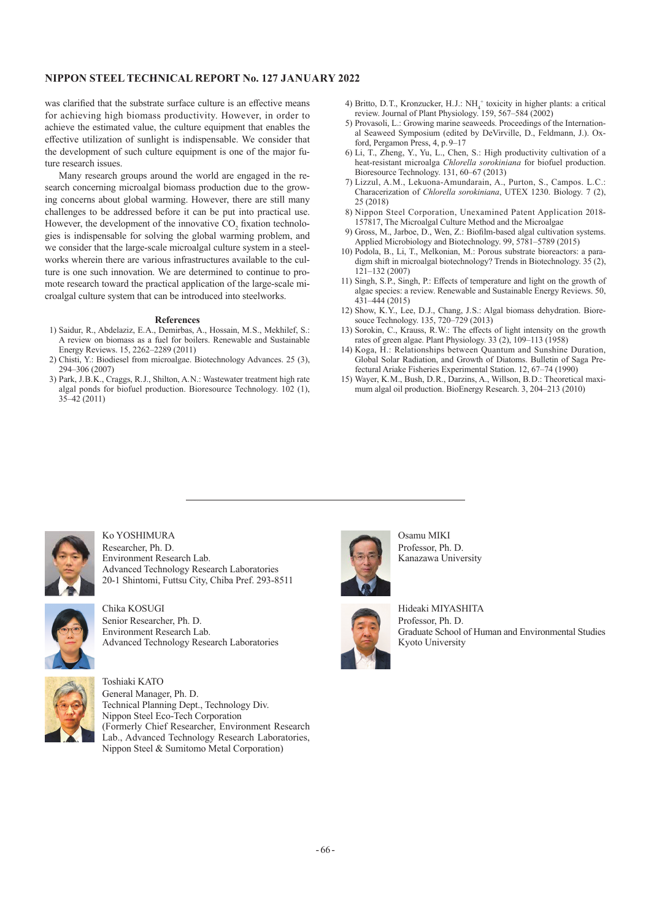was clarified that the substrate surface culture is an effective means for achieving high biomass productivity. However, in order to achieve the estimated value, the culture equipment that enables the effective utilization of sunlight is indispensable. We consider that the development of such culture equipment is one of the major future research issues.

Many research groups around the world are engaged in the research concerning microalgal biomass production due to the growing concerns about global warming. However, there are still many challenges to be addressed before it can be put into practical use. However, the development of the innovative $CO_2$ fixation technologies is indispensable for solving the global warming problem, and we consider that the large-scale microalgal culture system in a steelworks wherein there are various infrastructures available to the culture is one such innovation. We are determined to continue to promote research toward the practical application of the large-scale microalgal culture system that can be introduced into steelworks.

## References

1) Saidur, R., Abdelaziz, E.A., Demirbas, A., Hossain, M.S., Mekhilef, S.: A review on biomass as a fuel for boilers. Renewable and Sustainable Energy Reviews. 15, 2262–2289 (2011)
2) Chisti, Y.: Biodiesel from microalgae. Biotechnology Advances. 25 (3), 294–306 (2007)
3) Park, J.B.K., Craggs, R.J., Shilton, A.N.: Wastewater treatment high rate algal ponds for biofuel production. Bioresource Technology. 102 (1), 35–42 (2011)
4) Britto, D.T., Kronzucker, H.J.: $NH_4^+$ toxicity in higher plants: a critical review. Journal of Plant Physiology. 159, 567–584 (2002)
5) Provasoli, L.: Growing marine seaweeds. Proceedings of the International Seaweed Symposium (edited by DeVirville, D., Feldmann, J.). Oxford, Pergamon Press, 4, p.9–17
6) Li, T., Zheng, Y., Yu, L., Chen, S.: High productivity cultivation of a heat-resistant microalga *Chlorella sorokiniana* for biofuel production. Bioresource Technology. 131, 60–67 (2013)
7) Lizzul, A.M., Lekuona-Amundarain, A., Purton, S., Campos. L.C.: Characerization of *Chlorella sorokiniana*, UTEX 1230. Biology. 7 (2), 25 (2018)
8) Nippon Steel Corporation, Unexamined Patent Application 2018-157817, The Microalgal Culture Method and the Microalgae
9) Gross, M., Jarboe, D., Wen, Z.: Biofilm-based algal cultivation systems. Applied Microbiology and Biotechnology. 99, 5781–5789 (2015)
10) Podola, B., Li, T., Melkonian, M.: Porous substrate bioreactors: a paradigm shift in microalgal biotechnology? Trends in Biotechnology. 35 (2), 121–132 (2007)
11) Singh, S.P., Singh, P.: Effects of temperature and light on the growth of algae species: a review. Renewable and Sustainable Energy Reviews. 50, 431–444 (2015)
12) Show, K.Y., Lee, D.J., Chang, J.S.: Algal biomass dehydration. Bioresouce Technology. 135, 720–729 (2013)
13) Sorokin, C., Krauss, R.W.: The effects of light intensity on the growth rates of green algae. Plant Physiology. 33 (2), 109–113 (1958)
14) Koga, H.: Relationships between Quantum and Sunshine Duration, Global Solar Radiation, and Growth of Diatoms. Bulletin of Saga Prefectural Ariake Fisheries Experimental Station. 12, 67–74 (1990)
15) Wayer, K.M., Bush, D.R., Darzins, A., Willson, B.D.: Theoretical maximum algal oil production. BioEnergy Research. 3, 204–213 (2010)

---

Ko YOSHIMURA
Researcher, Ph. D.
Environment Research Lab.
Advanced Technology Research Laboratories
20-1 Shintomi, Futtsu City, Chiba Pref. 293-8511

Chika KOSUGI
Senior Researcher, Ph. D.
Environment Research Lab.
Advanced Technology Research Laboratories

Toshiaki KATO
General Manager, Ph. D.
Technical Planning Dept., Technology Div.
Nippon Steel Eco-Tech Corporation
(Formerly Chief Researcher, Environment Research Lab., Advanced Technology Research Laboratories, Nippon Steel & Sumitomo Metal Corporation)

Osamu MIKI
Professor, Ph. D.
Kanazawa University

Hideaki MIYASHITA
Professor, Ph. D.
Graduate School of Human and Environmental Studies
Kyoto University